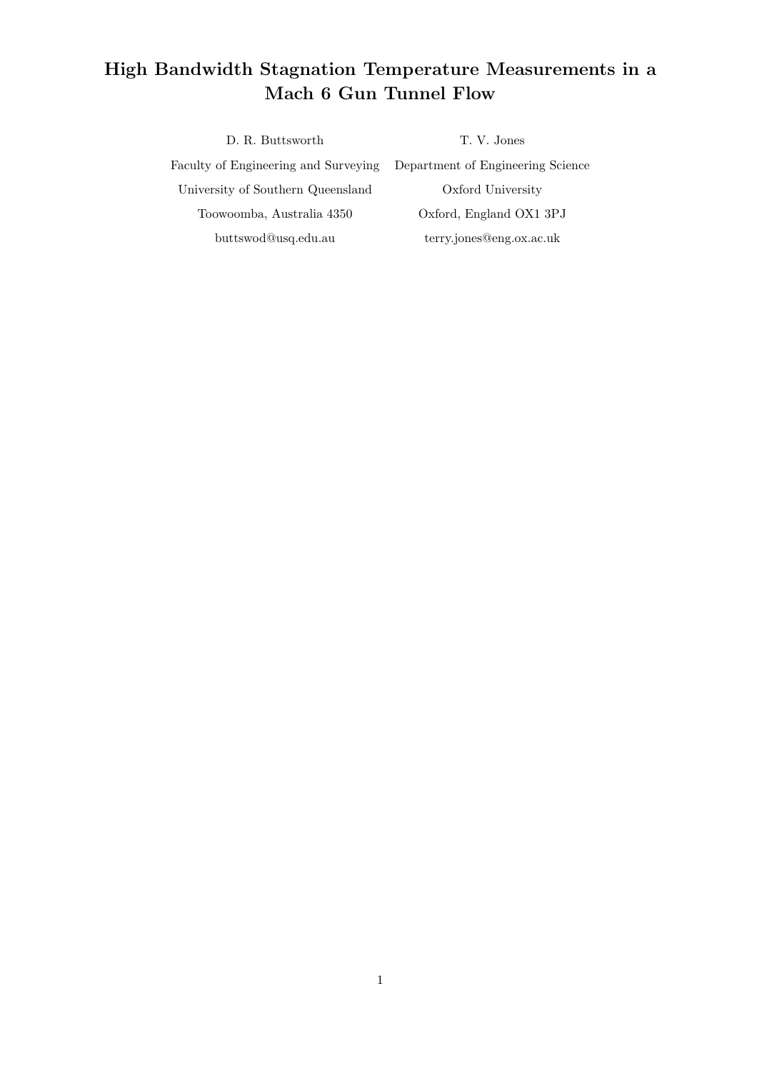# High Bandwidth Stagnation Temperature Measurements in a Mach 6 Gun Tunnel Flow

D. R. Buttsworth
Faculty of Engineering and Surveying
University of Southern Queensland
Toowoomba, Australia 4350
buttswod@usq.edu.au

T. V. Jones
Department of Engineering Science
Oxford University
Oxford, England OX1 3PJ
terry.jones@eng.ox.ac.uk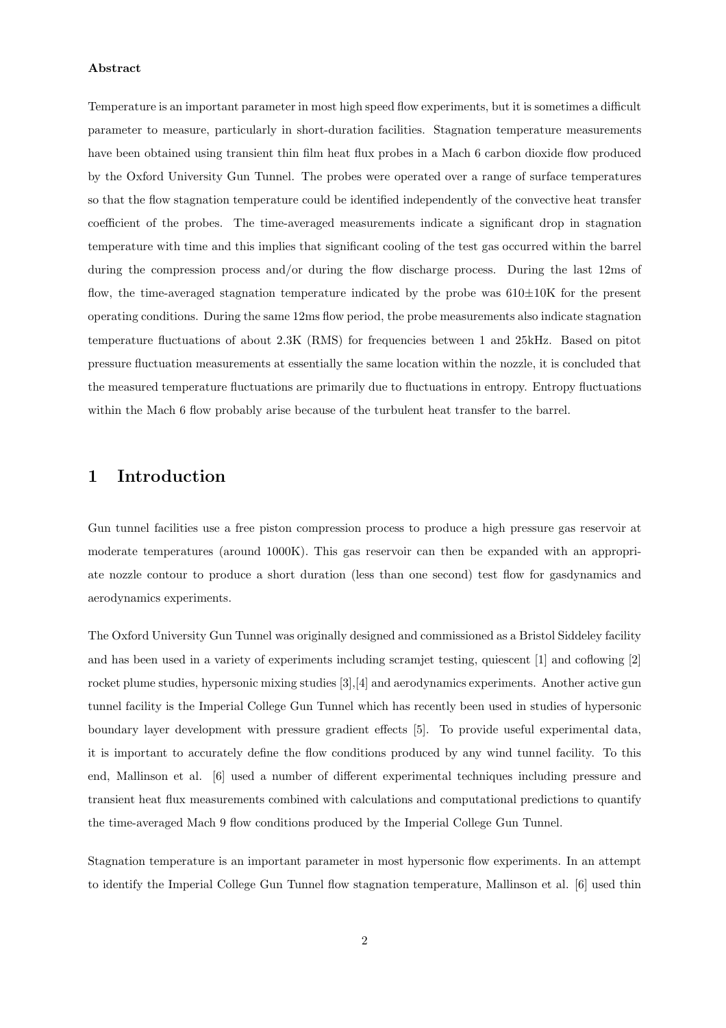**Abstract**

Temperature is an important parameter in most high speed flow experiments, but it is sometimes a difficult parameter to measure, particularly in short-duration facilities. Stagnation temperature measurements have been obtained using transient thin film heat flux probes in a Mach 6 carbon dioxide flow produced by the Oxford University Gun Tunnel. The probes were operated over a range of surface temperatures so that the flow stagnation temperature could be identified independently of the convective heat transfer coefficient of the probes. The time-averaged measurements indicate a significant drop in stagnation temperature with time and this implies that significant cooling of the test gas occurred within the barrel during the compression process and/or during the flow discharge process. During the last 12ms of flow, the time-averaged stagnation temperature indicated by the probe was 610±10K for the present operating conditions. During the same 12ms flow period, the probe measurements also indicate stagnation temperature fluctuations of about 2.3K (RMS) for frequencies between 1 and 25kHz. Based on pitot pressure fluctuation measurements at essentially the same location within the nozzle, it is concluded that the measured temperature fluctuations are primarily due to fluctuations in entropy. Entropy fluctuations within the Mach 6 flow probably arise because of the turbulent heat transfer to the barrel.

# 1 Introduction

Gun tunnel facilities use a free piston compression process to produce a high pressure gas reservoir at moderate temperatures (around 1000K). This gas reservoir can then be expanded with an appropriate nozzle contour to produce a short duration (less than one second) test flow for gasdynamics and aerodynamics experiments.

The Oxford University Gun Tunnel was originally designed and commissioned as a Bristol Siddeley facility and has been used in a variety of experiments including scramjet testing, quiescent [1] and coflowing [2] rocket plume studies, hypersonic mixing studies [3],[4] and aerodynamics experiments. Another active gun tunnel facility is the Imperial College Gun Tunnel which has recently been used in studies of hypersonic boundary layer development with pressure gradient effects [5]. To provide useful experimental data, it is important to accurately define the flow conditions produced by any wind tunnel facility. To this end, Mallinson et al. [6] used a number of different experimental techniques including pressure and transient heat flux measurements combined with calculations and computational predictions to quantify the time-averaged Mach 9 flow conditions produced by the Imperial College Gun Tunnel.

Stagnation temperature is an important parameter in most hypersonic flow experiments. In an attempt to identify the Imperial College Gun Tunnel flow stagnation temperature, Mallinson et al. [6] used thin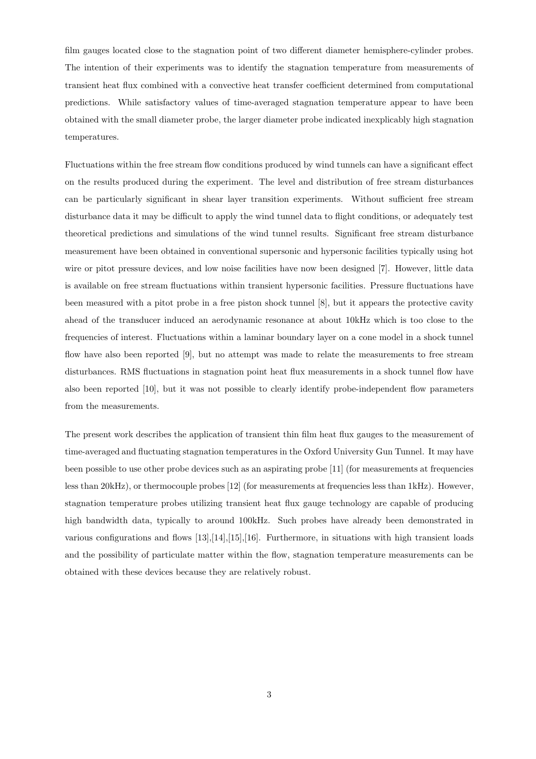film gauges located close to the stagnation point of two different diameter hemisphere-cylinder probes. The intention of their experiments was to identify the stagnation temperature from measurements of transient heat flux combined with a convective heat transfer coefficient determined from computational predictions. While satisfactory values of time-averaged stagnation temperature appear to have been obtained with the small diameter probe, the larger diameter probe indicated inexplicably high stagnation temperatures.

Fluctuations within the free stream flow conditions produced by wind tunnels can have a significant effect on the results produced during the experiment. The level and distribution of free stream disturbances can be particularly significant in shear layer transition experiments. Without sufficient free stream disturbance data it may be difficult to apply the wind tunnel data to flight conditions, or adequately test theoretical predictions and simulations of the wind tunnel results. Significant free stream disturbance measurement have been obtained in conventional supersonic and hypersonic facilities typically using hot wire or pitot pressure devices, and low noise facilities have now been designed [7]. However, little data is available on free stream fluctuations within transient hypersonic facilities. Pressure fluctuations have been measured with a pitot probe in a free piston shock tunnel [8], but it appears the protective cavity ahead of the transducer induced an aerodynamic resonance at about 10kHz which is too close to the frequencies of interest. Fluctuations within a laminar boundary layer on a cone model in a shock tunnel flow have also been reported [9], but no attempt was made to relate the measurements to free stream disturbances. RMS fluctuations in stagnation point heat flux measurements in a shock tunnel flow have also been reported [10], but it was not possible to clearly identify probe-independent flow parameters from the measurements.

The present work describes the application of transient thin film heat flux gauges to the measurement of time-averaged and fluctuating stagnation temperatures in the Oxford University Gun Tunnel. It may have been possible to use other probe devices such as an aspirating probe [11] (for measurements at frequencies less than 20kHz), or thermocouple probes [12] (for measurements at frequencies less than 1kHz). However, stagnation temperature probes utilizing transient heat flux gauge technology are capable of producing high bandwidth data, typically to around 100kHz. Such probes have already been demonstrated in various configurations and flows [13],[14],[15],[16]. Furthermore, in situations with high transient loads and the possibility of particulate matter within the flow, stagnation temperature measurements can be obtained with these devices because they are relatively robust.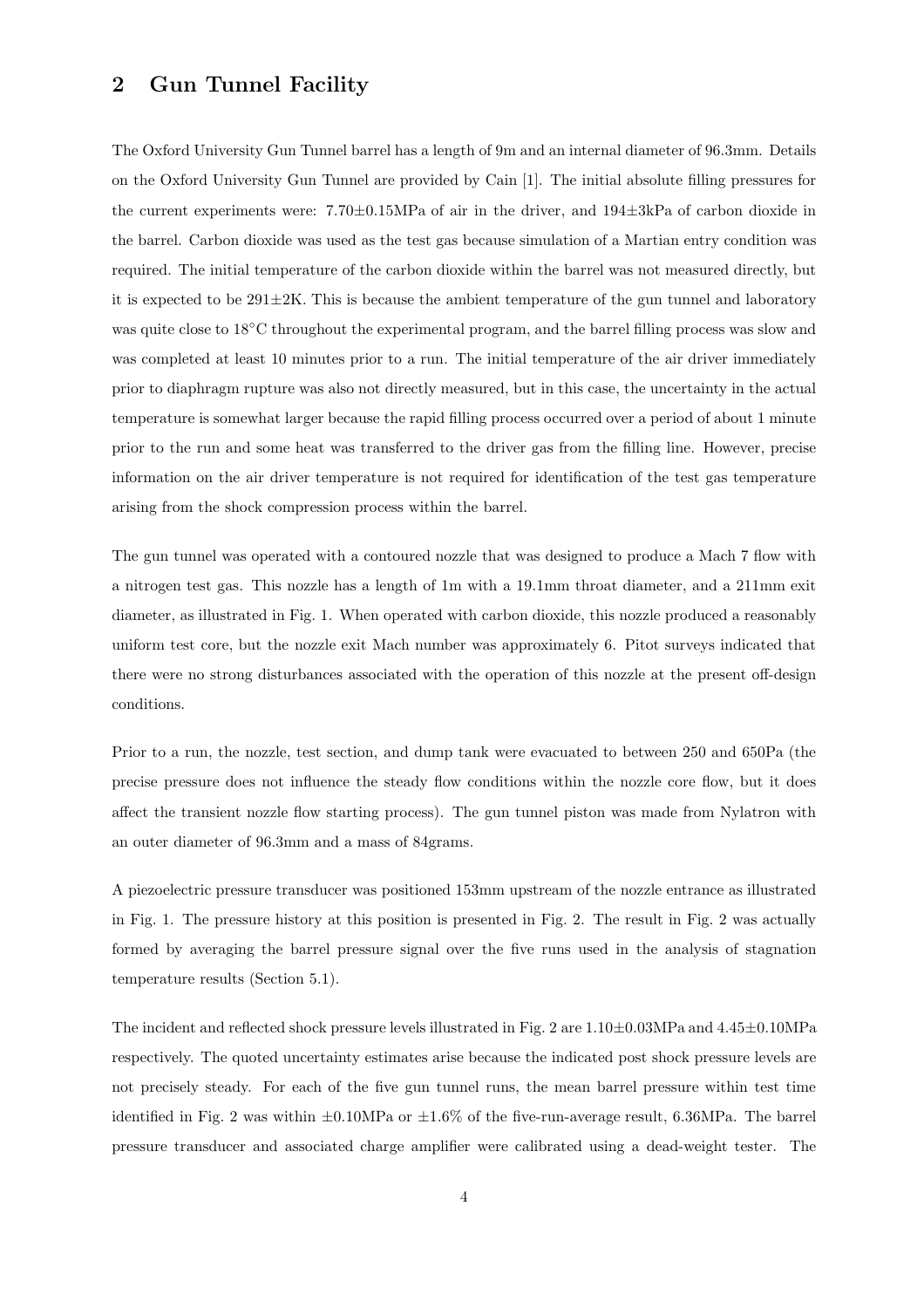## 2 Gun Tunnel Facility

The Oxford University Gun Tunnel barrel has a length of 9m and an internal diameter of 96.3mm. Details on the Oxford University Gun Tunnel are provided by Cain [1]. The initial absolute filling pressures for the current experiments were: 7.70±0.15MPa of air in the driver, and 194±3kPa of carbon dioxide in the barrel. Carbon dioxide was used as the test gas because simulation of a Martian entry condition was required. The initial temperature of the carbon dioxide within the barrel was not measured directly, but it is expected to be 291±2K. This is because the ambient temperature of the gun tunnel and laboratory was quite close to 18°C throughout the experimental program, and the barrel filling process was slow and was completed at least 10 minutes prior to a run. The initial temperature of the air driver immediately prior to diaphragm rupture was also not directly measured, but in this case, the uncertainty in the actual temperature is somewhat larger because the rapid filling process occurred over a period of about 1 minute prior to the run and some heat was transferred to the driver gas from the filling line. However, precise information on the air driver temperature is not required for identification of the test gas temperature arising from the shock compression process within the barrel.

The gun tunnel was operated with a contoured nozzle that was designed to produce a Mach 7 flow with a nitrogen test gas. This nozzle has a length of 1m with a 19.1mm throat diameter, and a 211mm exit diameter, as illustrated in Fig. 1. When operated with carbon dioxide, this nozzle produced a reasonably uniform test core, but the nozzle exit Mach number was approximately 6. Pitot surveys indicated that there were no strong disturbances associated with the operation of this nozzle at the present off-design conditions.

Prior to a run, the nozzle, test section, and dump tank were evacuated to between 250 and 650Pa (the precise pressure does not influence the steady flow conditions within the nozzle core flow, but it does affect the transient nozzle flow starting process). The gun tunnel piston was made from Nylatron with an outer diameter of 96.3mm and a mass of 84grams.

A piezoelectric pressure transducer was positioned 153mm upstream of the nozzle entrance as illustrated in Fig. 1. The pressure history at this position is presented in Fig. 2. The result in Fig. 2 was actually formed by averaging the barrel pressure signal over the five runs used in the analysis of stagnation temperature results (Section 5.1).

The incident and reflected shock pressure levels illustrated in Fig. 2 are 1.10±0.03MPa and 4.45±0.10MPa respectively. The quoted uncertainty estimates arise because the indicated post shock pressure levels are not precisely steady. For each of the five gun tunnel runs, the mean barrel pressure within test time identified in Fig. 2 was within ±0.10MPa or ±1.6% of the five-run-average result, 6.36MPa. The barrel pressure transducer and associated charge amplifier were calibrated using a dead-weight tester. The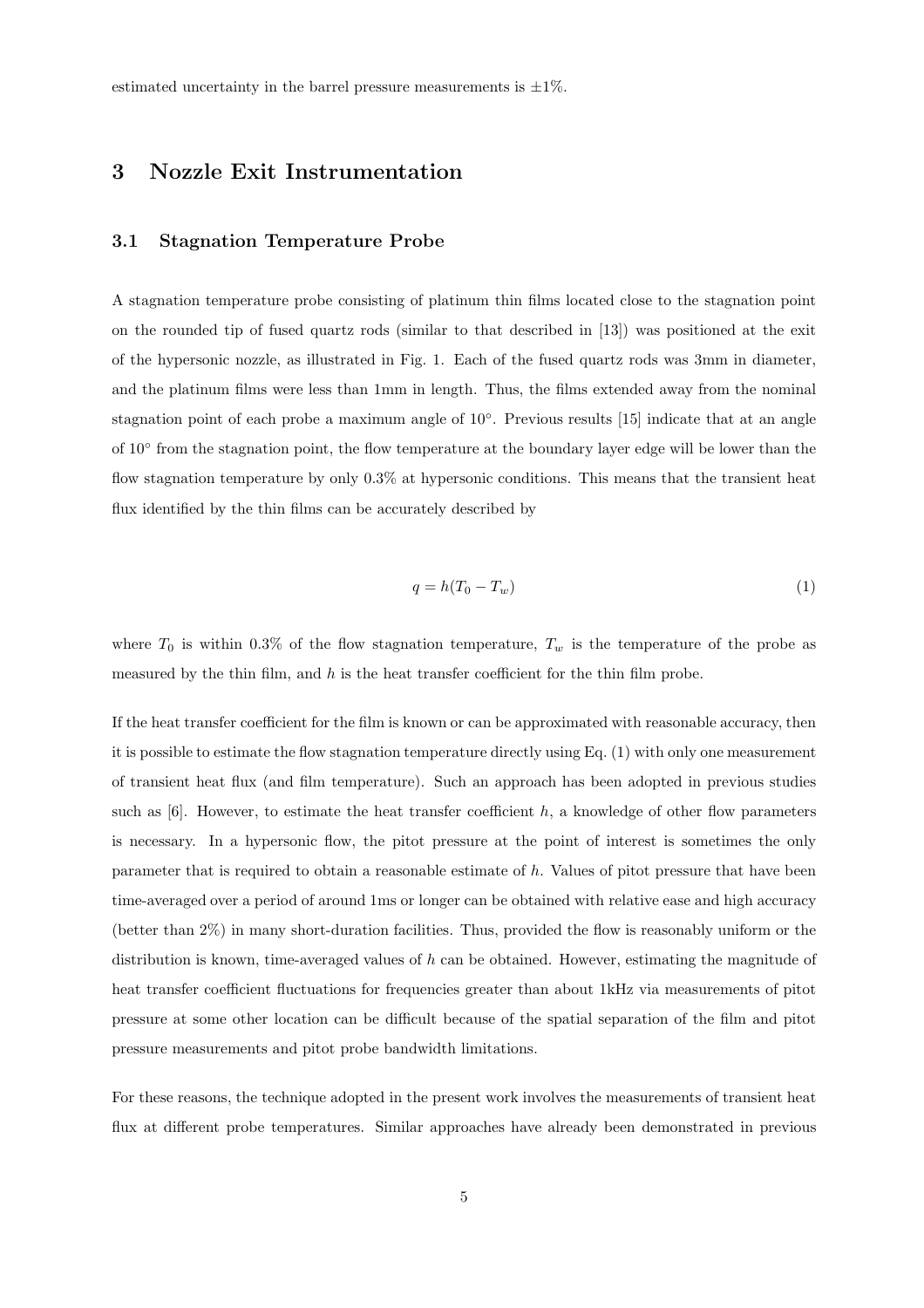estimated uncertainty in the barrel pressure measurements is ±1%.

## 3 Nozzle Exit Instrumentation

### 3.1 Stagnation Temperature Probe

A stagnation temperature probe consisting of platinum thin films located close to the stagnation point on the rounded tip of fused quartz rods (similar to that described in [13]) was positioned at the exit of the hypersonic nozzle, as illustrated in Fig. 1. Each of the fused quartz rods was 3mm in diameter, and the platinum films were less than 1mm in length. Thus, the films extended away from the nominal stagnation point of each probe a maximum angle of 10°. Previous results [15] indicate that at an angle of 10° from the stagnation point, the flow temperature at the boundary layer edge will be lower than the flow stagnation temperature by only 0.3% at hypersonic conditions. This means that the transient heat flux identified by the thin films can be accurately described by

$$q = h(T_0 - T_w) \tag{1}$$

where $T_0$ is within 0.3% of the flow stagnation temperature, $T_w$ is the temperature of the probe as measured by the thin film, and $h$ is the heat transfer coefficient for the thin film probe.

If the heat transfer coefficient for the film is known or can be approximated with reasonable accuracy, then it is possible to estimate the flow stagnation temperature directly using Eq. (1) with only one measurement of transient heat flux (and film temperature). Such an approach has been adopted in previous studies such as [6]. However, to estimate the heat transfer coefficient $h$, a knowledge of other flow parameters is necessary. In a hypersonic flow, the pitot pressure at the point of interest is sometimes the only parameter that is required to obtain a reasonable estimate of $h$. Values of pitot pressure that have been time-averaged over a period of around 1ms or longer can be obtained with relative ease and high accuracy (better than 2%) in many short-duration facilities. Thus, provided the flow is reasonably uniform or the distribution is known, time-averaged values of $h$ can be obtained. However, estimating the magnitude of heat transfer coefficient fluctuations for frequencies greater than about 1kHz via measurements of pitot pressure at some other location can be difficult because of the spatial separation of the film and pitot pressure measurements and pitot probe bandwidth limitations.

For these reasons, the technique adopted in the present work involves the measurements of transient heat flux at different probe temperatures. Similar approaches have already been demonstrated in previous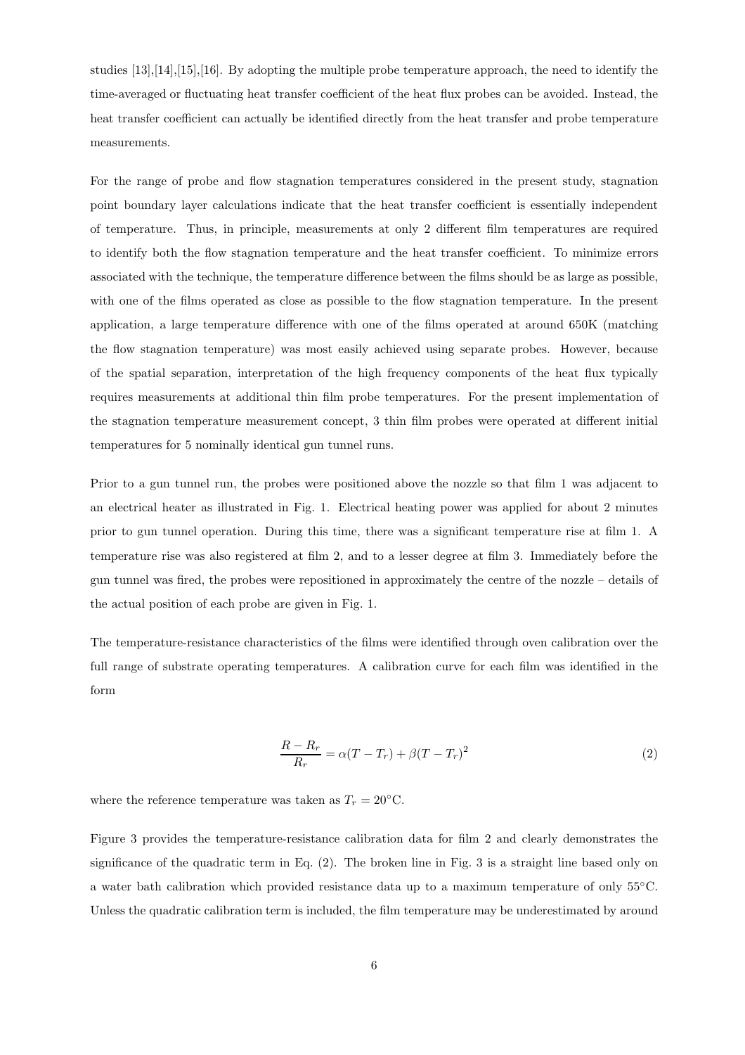studies [13],[14],[15],[16]. By adopting the multiple probe temperature approach, the need to identify the time-averaged or fluctuating heat transfer coefficient of the heat flux probes can be avoided. Instead, the heat transfer coefficient can actually be identified directly from the heat transfer and probe temperature measurements.

For the range of probe and flow stagnation temperatures considered in the present study, stagnation point boundary layer calculations indicate that the heat transfer coefficient is essentially independent of temperature. Thus, in principle, measurements at only 2 different film temperatures are required to identify both the flow stagnation temperature and the heat transfer coefficient. To minimize errors associated with the technique, the temperature difference between the films should be as large as possible, with one of the films operated as close as possible to the flow stagnation temperature. In the present application, a large temperature difference with one of the films operated at around 650K (matching the flow stagnation temperature) was most easily achieved using separate probes. However, because of the spatial separation, interpretation of the high frequency components of the heat flux typically requires measurements at additional thin film probe temperatures. For the present implementation of the stagnation temperature measurement concept, 3 thin film probes were operated at different initial temperatures for 5 nominally identical gun tunnel runs.

Prior to a gun tunnel run, the probes were positioned above the nozzle so that film 1 was adjacent to an electrical heater as illustrated in Fig. 1. Electrical heating power was applied for about 2 minutes prior to gun tunnel operation. During this time, there was a significant temperature rise at film 1. A temperature rise was also registered at film 2, and to a lesser degree at film 3. Immediately before the gun tunnel was fired, the probes were repositioned in approximately the centre of the nozzle – details of the actual position of each probe are given in Fig. 1.

The temperature-resistance characteristics of the films were identified through oven calibration over the full range of substrate operating temperatures. A calibration curve for each film was identified in the form

$$\frac{R - R_r}{R_r} = \alpha(T - T_r) + \beta(T - T_r)^2 \tag{2}$$

where the reference temperature was taken as $T_r = 20^{\circ}$C.

Figure 3 provides the temperature-resistance calibration data for film 2 and clearly demonstrates the significance of the quadratic term in Eq. (2). The broken line in Fig. 3 is a straight line based only on a water bath calibration which provided resistance data up to a maximum temperature of only 55°C. Unless the quadratic calibration term is included, the film temperature may be underestimated by around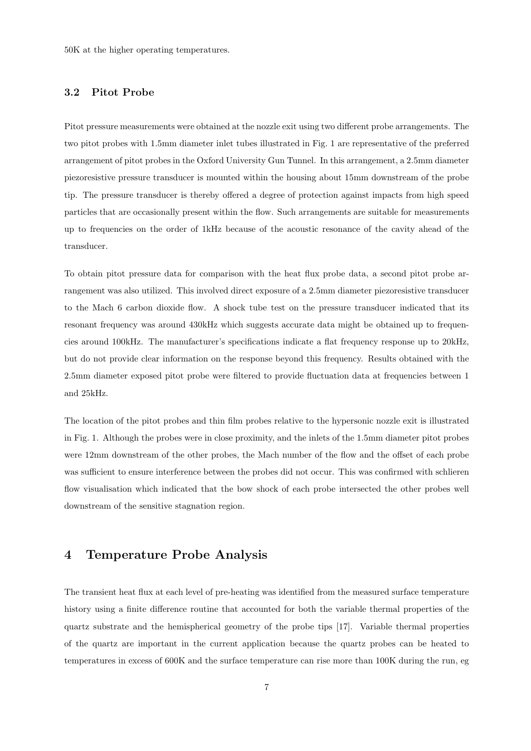50K at the higher operating temperatures.

### 3.2 Pitot Probe

Pitot pressure measurements were obtained at the nozzle exit using two different probe arrangements. The two pitot probes with 1.5mm diameter inlet tubes illustrated in Fig. 1 are representative of the preferred arrangement of pitot probes in the Oxford University Gun Tunnel. In this arrangement, a 2.5mm diameter piezoresistive pressure transducer is mounted within the housing about 15mm downstream of the probe tip. The pressure transducer is thereby offered a degree of protection against impacts from high speed particles that are occasionally present within the flow. Such arrangements are suitable for measurements up to frequencies on the order of 1kHz because of the acoustic resonance of the cavity ahead of the transducer.

To obtain pitot pressure data for comparison with the heat flux probe data, a second pitot probe arrangement was also utilized. This involved direct exposure of a 2.5mm diameter piezoresistive transducer to the Mach 6 carbon dioxide flow. A shock tube test on the pressure transducer indicated that its resonant frequency was around 430kHz which suggests accurate data might be obtained up to frequencies around 100kHz. The manufacturer's specifications indicate a flat frequency response up to 20kHz, but do not provide clear information on the response beyond this frequency. Results obtained with the 2.5mm diameter exposed pitot probe were filtered to provide fluctuation data at frequencies between 1 and 25kHz.

The location of the pitot probes and thin film probes relative to the hypersonic nozzle exit is illustrated in Fig. 1. Although the probes were in close proximity, and the inlets of the 1.5mm diameter pitot probes were 12mm downstream of the other probes, the Mach number of the flow and the offset of each probe was sufficient to ensure interference between the probes did not occur. This was confirmed with schlieren flow visualisation which indicated that the bow shock of each probe intersected the other probes well downstream of the sensitive stagnation region.

## 4 Temperature Probe Analysis

The transient heat flux at each level of pre-heating was identified from the measured surface temperature history using a finite difference routine that accounted for both the variable thermal properties of the quartz substrate and the hemispherical geometry of the probe tips [17]. Variable thermal properties of the quartz are important in the current application because the quartz probes can be heated to temperatures in excess of 600K and the surface temperature can rise more than 100K during the run, eg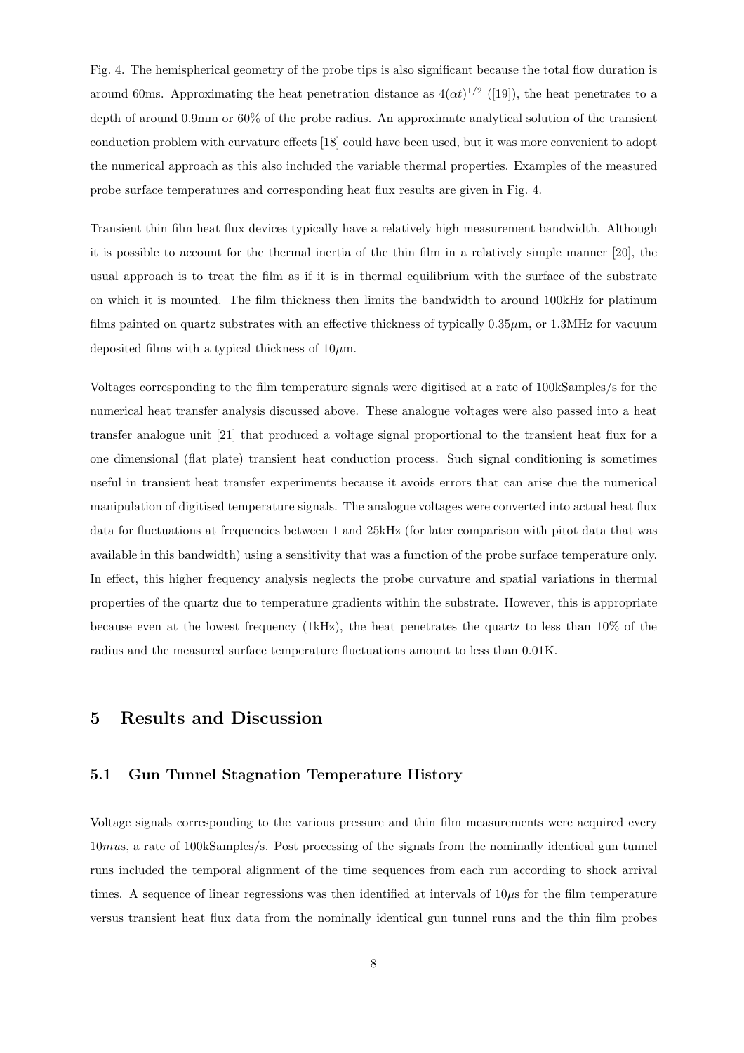Fig. 4. The hemispherical geometry of the probe tips is also significant because the total flow duration is around 60ms. Approximating the heat penetration distance as $4(\alpha t)^{1/2}$ ([19]), the heat penetrates to a depth of around 0.9mm or 60% of the probe radius. An approximate analytical solution of the transient conduction problem with curvature effects [18] could have been used, but it was more convenient to adopt the numerical approach as this also included the variable thermal properties. Examples of the measured probe surface temperatures and corresponding heat flux results are given in Fig. 4.

Transient thin film heat flux devices typically have a relatively high measurement bandwidth. Although it is possible to account for the thermal inertia of the thin film in a relatively simple manner [20], the usual approach is to treat the film as if it is in thermal equilibrium with the surface of the substrate on which it is mounted. The film thickness then limits the bandwidth to around 100kHz for platinum films painted on quartz substrates with an effective thickness of typically 0.35$\mu$m, or 1.3MHz for vacuum deposited films with a typical thickness of 10$\mu$m.

Voltages corresponding to the film temperature signals were digitised at a rate of 100kSamples/s for the numerical heat transfer analysis discussed above. These analogue voltages were also passed into a heat transfer analogue unit [21] that produced a voltage signal proportional to the transient heat flux for a one dimensional (flat plate) transient heat conduction process. Such signal conditioning is sometimes useful in transient heat transfer experiments because it avoids errors that can arise due the numerical manipulation of digitised temperature signals. The analogue voltages were converted into actual heat flux data for fluctuations at frequencies between 1 and 25kHz (for later comparison with pitot data that was available in this bandwidth) using a sensitivity that was a function of the probe surface temperature only. In effect, this higher frequency analysis neglects the probe curvature and spatial variations in thermal properties of the quartz due to temperature gradients within the substrate. However, this is appropriate because even at the lowest frequency (1kHz), the heat penetrates the quartz to less than 10% of the radius and the measured surface temperature fluctuations amount to less than 0.01K.

## 5 Results and Discussion

### 5.1 Gun Tunnel Stagnation Temperature History

Voltage signals corresponding to the various pressure and thin film measurements were acquired every 10$mu$s, a rate of 100kSamples/s. Post processing of the signals from the nominally identical gun tunnel runs included the temporal alignment of the time sequences from each run according to shock arrival times. A sequence of linear regressions was then identified at intervals of 10$\mu$s for the film temperature versus transient heat flux data from the nominally identical gun tunnel runs and the thin film probes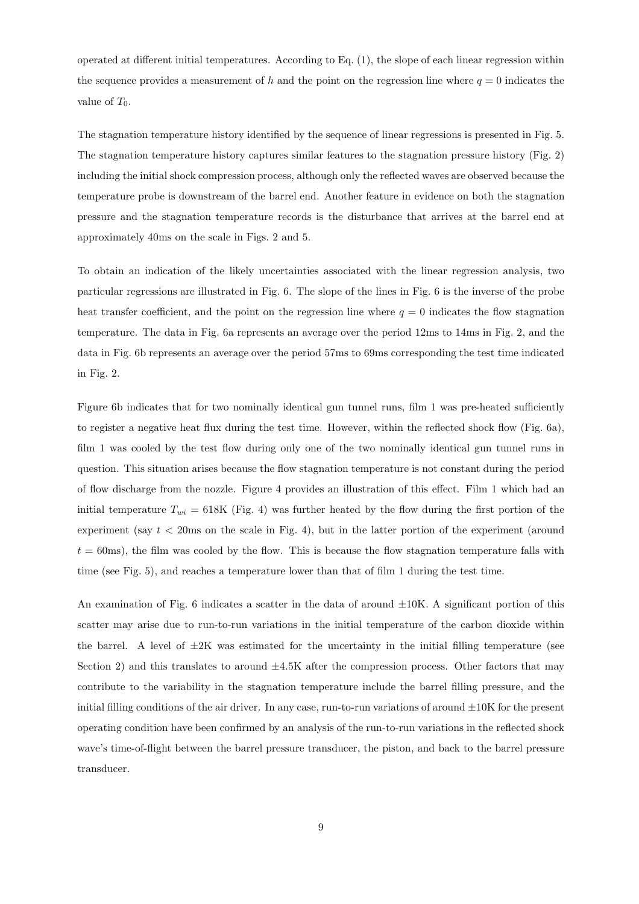operated at different initial temperatures. According to Eq. (1), the slope of each linear regression within the sequence provides a measurement of $h$ and the point on the regression line where $q = 0$ indicates the value of $T_0$.

The stagnation temperature history identified by the sequence of linear regressions is presented in Fig. 5. The stagnation temperature history captures similar features to the stagnation pressure history (Fig. 2) including the initial shock compression process, although only the reflected waves are observed because the temperature probe is downstream of the barrel end. Another feature in evidence on both the stagnation pressure and the stagnation temperature records is the disturbance that arrives at the barrel end at approximately 40ms on the scale in Figs. 2 and 5.

To obtain an indication of the likely uncertainties associated with the linear regression analysis, two particular regressions are illustrated in Fig. 6. The slope of the lines in Fig. 6 is the inverse of the probe heat transfer coefficient, and the point on the regression line where $q = 0$ indicates the flow stagnation temperature. The data in Fig. 6a represents an average over the period 12ms to 14ms in Fig. 2, and the data in Fig. 6b represents an average over the period 57ms to 69ms corresponding the test time indicated in Fig. 2.

Figure 6b indicates that for two nominally identical gun tunnel runs, film 1 was pre-heated sufficiently to register a negative heat flux during the test time. However, within the reflected shock flow (Fig. 6a), film 1 was cooled by the test flow during only one of the two nominally identical gun tunnel runs in question. This situation arises because the flow stagnation temperature is not constant during the period of flow discharge from the nozzle. Figure 4 provides an illustration of this effect. Film 1 which had an initial temperature $T_{wi} = 618$K (Fig. 4) was further heated by the flow during the first portion of the experiment (say $t < 20$ms on the scale in Fig. 4), but in the latter portion of the experiment (around $t = 60$ms), the film was cooled by the flow. This is because the flow stagnation temperature falls with time (see Fig. 5), and reaches a temperature lower than that of film 1 during the test time.

An examination of Fig. 6 indicates a scatter in the data of around $\pm 10$K. A significant portion of this scatter may arise due to run-to-run variations in the initial temperature of the carbon dioxide within the barrel. A level of $\pm 2$K was estimated for the uncertainty in the initial filling temperature (see Section 2) and this translates to around $\pm 4.5$K after the compression process. Other factors that may contribute to the variability in the stagnation temperature include the barrel filling pressure, and the initial filling conditions of the air driver. In any case, run-to-run variations of around $\pm 10$K for the present operating condition have been confirmed by an analysis of the run-to-run variations in the reflected shock wave's time-of-flight between the barrel pressure transducer, the piston, and back to the barrel pressure transducer.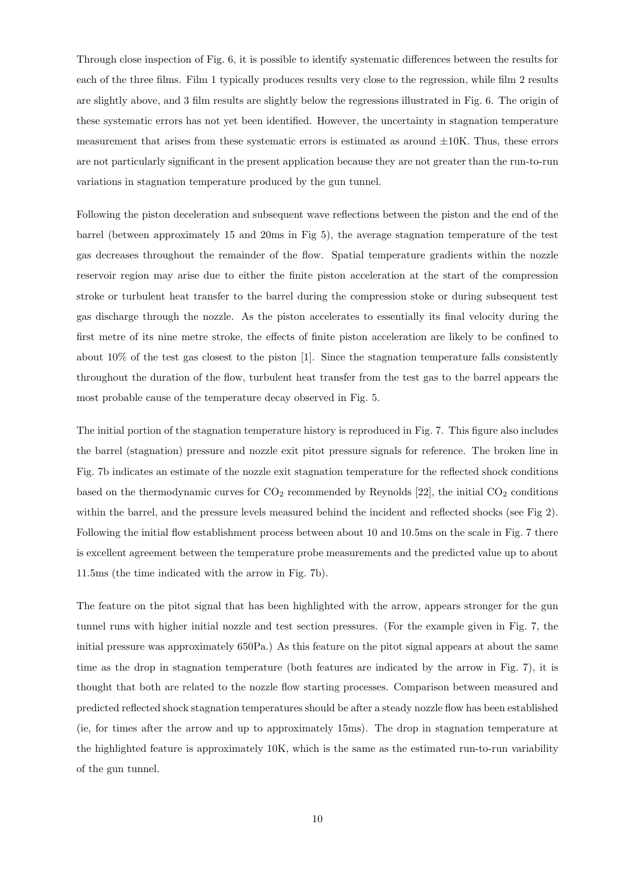Through close inspection of Fig. 6, it is possible to identify systematic differences between the results for each of the three films. Film 1 typically produces results very close to the regression, while film 2 results are slightly above, and 3 film results are slightly below the regressions illustrated in Fig. 6. The origin of these systematic errors has not yet been identified. However, the uncertainty in stagnation temperature measurement that arises from these systematic errors is estimated as around $\pm 10$K. Thus, these errors are not particularly significant in the present application because they are not greater than the run-to-run variations in stagnation temperature produced by the gun tunnel.

Following the piston deceleration and subsequent wave reflections between the piston and the end of the barrel (between approximately 15 and 20ms in Fig 5), the average stagnation temperature of the test gas decreases throughout the remainder of the flow. Spatial temperature gradients within the nozzle reservoir region may arise due to either the finite piston acceleration at the start of the compression stroke or turbulent heat transfer to the barrel during the compression stoke or during subsequent test gas discharge through the nozzle. As the piston accelerates to essentially its final velocity during the first metre of its nine metre stroke, the effects of finite piston acceleration are likely to be confined to about 10% of the test gas closest to the piston [1]. Since the stagnation temperature falls consistently throughout the duration of the flow, turbulent heat transfer from the test gas to the barrel appears the most probable cause of the temperature decay observed in Fig. 5.

The initial portion of the stagnation temperature history is reproduced in Fig. 7. This figure also includes the barrel (stagnation) pressure and nozzle exit pitot pressure signals for reference. The broken line in Fig. 7b indicates an estimate of the nozzle exit stagnation temperature for the reflected shock conditions based on the thermodynamic curves for $CO_2$ recommended by Reynolds [22], the initial $CO_2$ conditions within the barrel, and the pressure levels measured behind the incident and reflected shocks (see Fig 2). Following the initial flow establishment process between about 10 and 10.5ms on the scale in Fig. 7 there is excellent agreement between the temperature probe measurements and the predicted value up to about 11.5ms (the time indicated with the arrow in Fig. 7b).

The feature on the pitot signal that has been highlighted with the arrow, appears stronger for the gun tunnel runs with higher initial nozzle and test section pressures. (For the example given in Fig. 7, the initial pressure was approximately 650Pa.) As this feature on the pitot signal appears at about the same time as the drop in stagnation temperature (both features are indicated by the arrow in Fig. 7), it is thought that both are related to the nozzle flow starting processes. Comparison between measured and predicted reflected shock stagnation temperatures should be after a steady nozzle flow has been established (ie, for times after the arrow and up to approximately 15ms). The drop in stagnation temperature at the highlighted feature is approximately 10K, which is the same as the estimated run-to-run variability of the gun tunnel.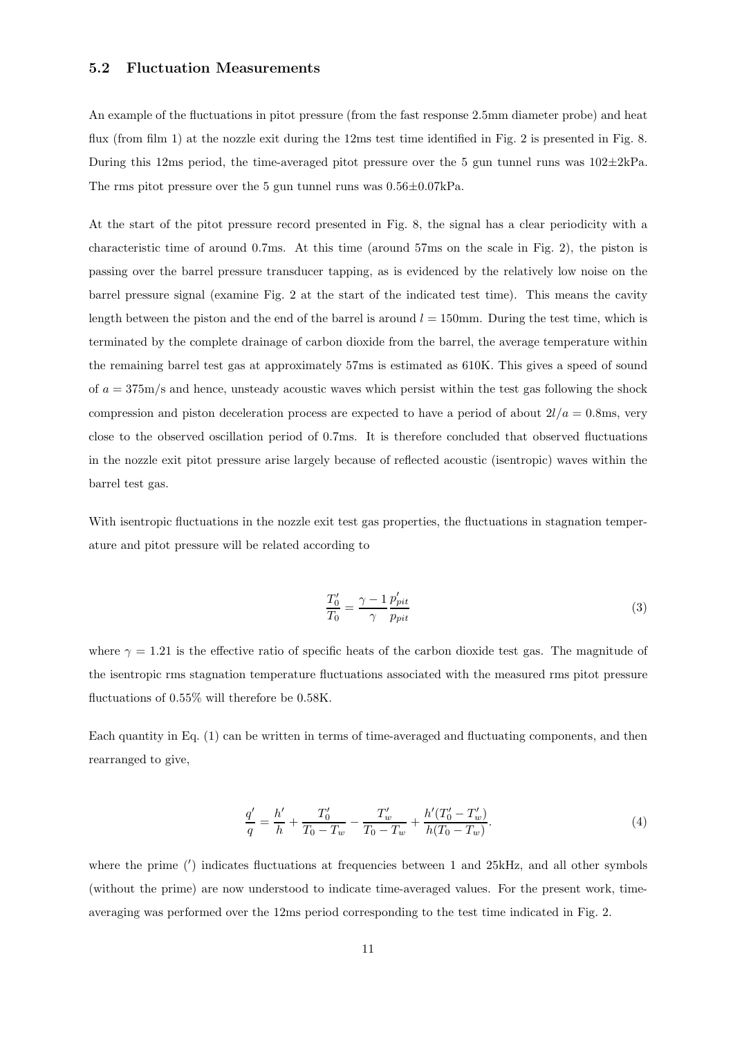### 5.2 Fluctuation Measurements

An example of the fluctuations in pitot pressure (from the fast response 2.5mm diameter probe) and heat flux (from film 1) at the nozzle exit during the 12ms test time identified in Fig. 2 is presented in Fig. 8. During this 12ms period, the time-averaged pitot pressure over the 5 gun tunnel runs was 102±2kPa. The rms pitot pressure over the 5 gun tunnel runs was 0.56±0.07kPa.

At the start of the pitot pressure record presented in Fig. 8, the signal has a clear periodicity with a characteristic time of around 0.7ms. At this time (around 57ms on the scale in Fig. 2), the piston is passing over the barrel pressure transducer tapping, as is evidenced by the relatively low noise on the barrel pressure signal (examine Fig. 2 at the start of the indicated test time). This means the cavity length between the piston and the end of the barrel is around $l = 150$mm. During the test time, which is terminated by the complete drainage of carbon dioxide from the barrel, the average temperature within the remaining barrel test gas at approximately 57ms is estimated as 610K. This gives a speed of sound of $a = 375$m/s and hence, unsteady acoustic waves which persist within the test gas following the shock compression and piston deceleration process are expected to have a period of about $2l/a = 0.8$ms, very close to the observed oscillation period of 0.7ms. It is therefore concluded that observed fluctuations in the nozzle exit pitot pressure arise largely because of reflected acoustic (isentropic) waves within the barrel test gas.

With isentropic fluctuations in the nozzle exit test gas properties, the fluctuations in stagnation temperature and pitot pressure will be related according to

$$\frac{T_0'}{T_0} = \frac{\gamma - 1}{\gamma} \frac{p_{pit}'}{p_{pit}} \tag{3}$$

where $\gamma = 1.21$ is the effective ratio of specific heats of the carbon dioxide test gas. The magnitude of the isentropic rms stagnation temperature fluctuations associated with the measured rms pitot pressure fluctuations of 0.55% will therefore be 0.58K.

Each quantity in Eq. (1) can be written in terms of time-averaged and fluctuating components, and then rearranged to give,

$$\frac{q'}{q} = \frac{h'}{h} + \frac{T_0'}{T_0 - T_w} - \frac{T_w'}{T_0 - T_w} + \frac{h'(T_0' - T_w')}{h(T_0 - T_w)}. \tag{4}$$

where the prime ($'$) indicates fluctuations at frequencies between 1 and 25kHz, and all other symbols (without the prime) are now understood to indicate time-averaged values. For the present work, time-averaging was performed over the 12ms period corresponding to the test time indicated in Fig. 2.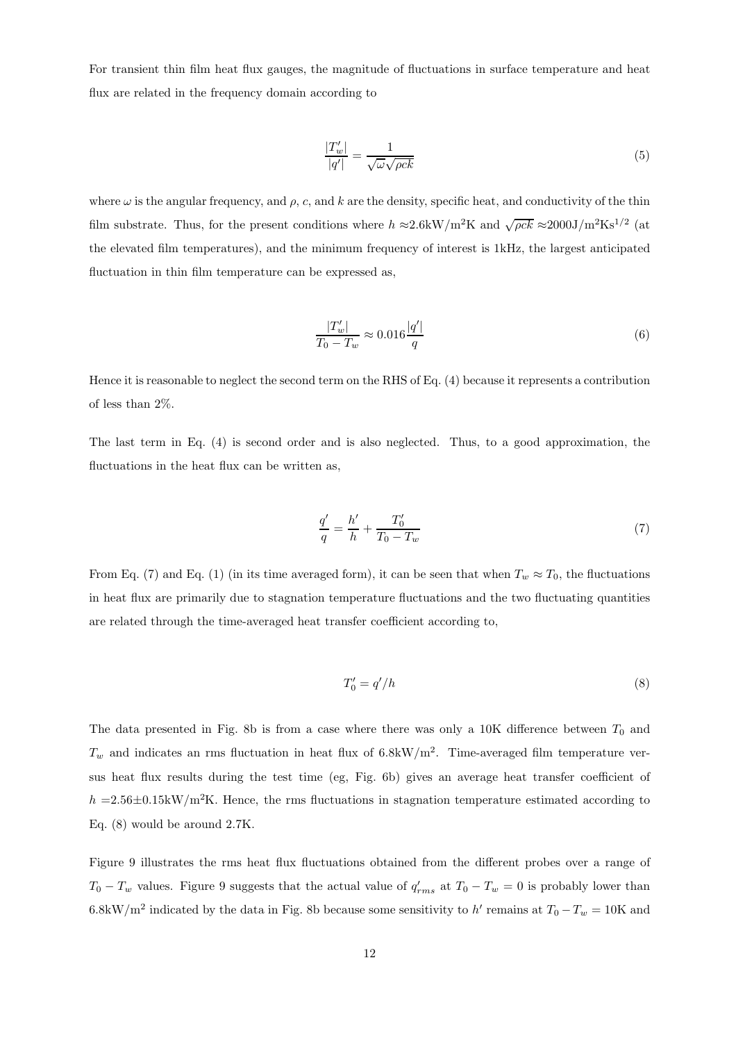For transient thin film heat flux gauges, the magnitude of fluctuations in surface temperature and heat flux are related in the frequency domain according to

$$\frac{|T'_w|}{|q'|} = \frac{1}{\sqrt{\omega}\sqrt{\rho c k}} \tag{5}$$

where $\omega$ is the angular frequency, and $\rho$, $c$, and $k$ are the density, specific heat, and conductivity of the thin film substrate. Thus, for the present conditions where $h \approx 2.6\text{kW/m}^2\text{K}$ and $\sqrt{\rho c k} \approx 2000\text{J/m}^2\text{Ks}^{1/2}$ (at the elevated film temperatures), and the minimum frequency of interest is 1kHz, the largest anticipated fluctuation in thin film temperature can be expressed as,

$$\frac{|T'_w|}{T_0 - T_w} \approx 0.016 \frac{|q'|}{q} \tag{6}$$

Hence it is reasonable to neglect the second term on the RHS of Eq. (4) because it represents a contribution of less than 2%.

The last term in Eq. (4) is second order and is also neglected. Thus, to a good approximation, the fluctuations in the heat flux can be written as,

$$\frac{q'}{q} = \frac{h'}{h} + \frac{T'_0}{T_0 - T_w} \tag{7}$$

From Eq. (7) and Eq. (1) (in its time averaged form), it can be seen that when $T_w \approx T_0$, the fluctuations in heat flux are primarily due to stagnation temperature fluctuations and the two fluctuating quantities are related through the time-averaged heat transfer coefficient according to,

$$T'_0 = q'/h \tag{8}$$

The data presented in Fig. 8b is from a case where there was only a 10K difference between $T_0$ and $T_w$ and indicates an rms fluctuation in heat flux of $6.8\text{kW/m}^2$. Time-averaged film temperature versus heat flux results during the test time (eg, Fig. 6b) gives an average heat transfer coefficient of $h = 2.56 \pm 0.15\text{kW/m}^2\text{K}$. Hence, the rms fluctuations in stagnation temperature estimated according to Eq. (8) would be around 2.7K.

Figure 9 illustrates the rms heat flux fluctuations obtained from the different probes over a range of $T_0 - T_w$ values. Figure 9 suggests that the actual value of $q'_{rms}$ at $T_0 - T_w = 0$ is probably lower than $6.8\text{kW/m}^2$ indicated by the data in Fig. 8b because some sensitivity to $h'$ remains at $T_0 - T_w = 10\text{K}$ and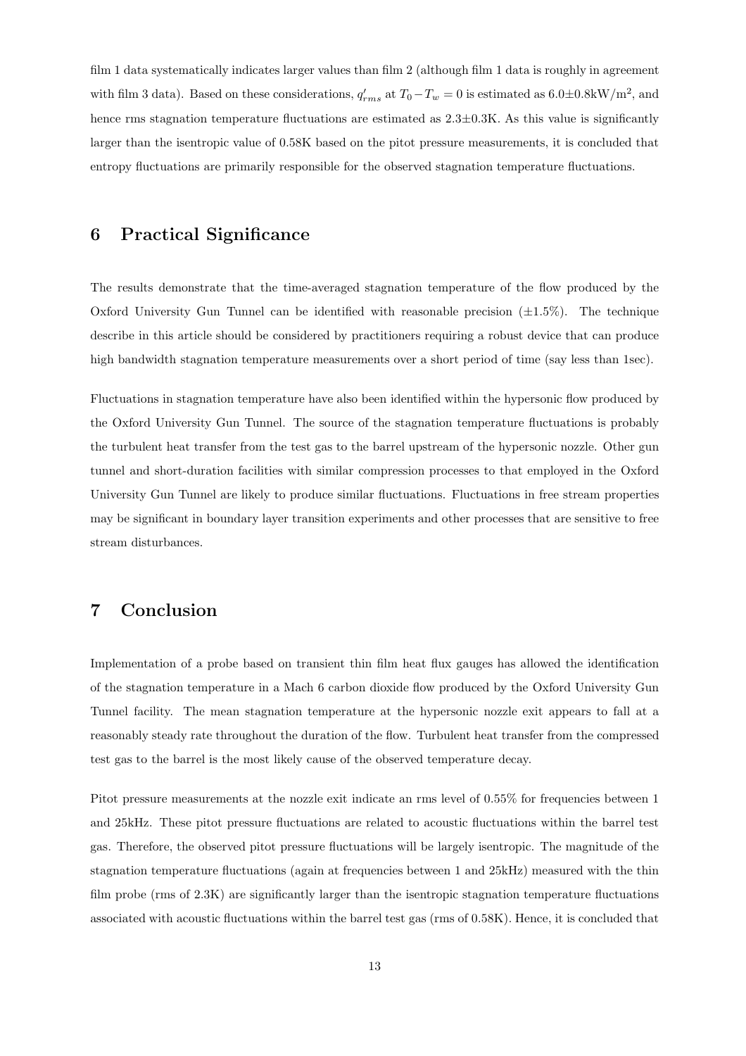film 1 data systematically indicates larger values than film 2 (although film 1 data is roughly in agreement with film 3 data). Based on these considerations, $q'_{rms}$ at $T_0 - T_w = 0$ is estimated as 6.0±0.8kW/m$^2$, and hence rms stagnation temperature fluctuations are estimated as 2.3±0.3K. As this value is significantly larger than the isentropic value of 0.58K based on the pitot pressure measurements, it is concluded that entropy fluctuations are primarily responsible for the observed stagnation temperature fluctuations.

## 6 Practical Significance

The results demonstrate that the time-averaged stagnation temperature of the flow produced by the Oxford University Gun Tunnel can be identified with reasonable precision (±1.5%). The technique describe in this article should be considered by practitioners requiring a robust device that can produce high bandwidth stagnation temperature measurements over a short period of time (say less than 1sec).

Fluctuations in stagnation temperature have also been identified within the hypersonic flow produced by the Oxford University Gun Tunnel. The source of the stagnation temperature fluctuations is probably the turbulent heat transfer from the test gas to the barrel upstream of the hypersonic nozzle. Other gun tunnel and short-duration facilities with similar compression processes to that employed in the Oxford University Gun Tunnel are likely to produce similar fluctuations. Fluctuations in free stream properties may be significant in boundary layer transition experiments and other processes that are sensitive to free stream disturbances.

## 7 Conclusion

Implementation of a probe based on transient thin film heat flux gauges has allowed the identification of the stagnation temperature in a Mach 6 carbon dioxide flow produced by the Oxford University Gun Tunnel facility. The mean stagnation temperature at the hypersonic nozzle exit appears to fall at a reasonably steady rate throughout the duration of the flow. Turbulent heat transfer from the compressed test gas to the barrel is the most likely cause of the observed temperature decay.

Pitot pressure measurements at the nozzle exit indicate an rms level of 0.55% for frequencies between 1 and 25kHz. These pitot pressure fluctuations are related to acoustic fluctuations within the barrel test gas. Therefore, the observed pitot pressure fluctuations will be largely isentropic. The magnitude of the stagnation temperature fluctuations (again at frequencies between 1 and 25kHz) measured with the thin film probe (rms of 2.3K) are significantly larger than the isentropic stagnation temperature fluctuations associated with acoustic fluctuations within the barrel test gas (rms of 0.58K). Hence, it is concluded that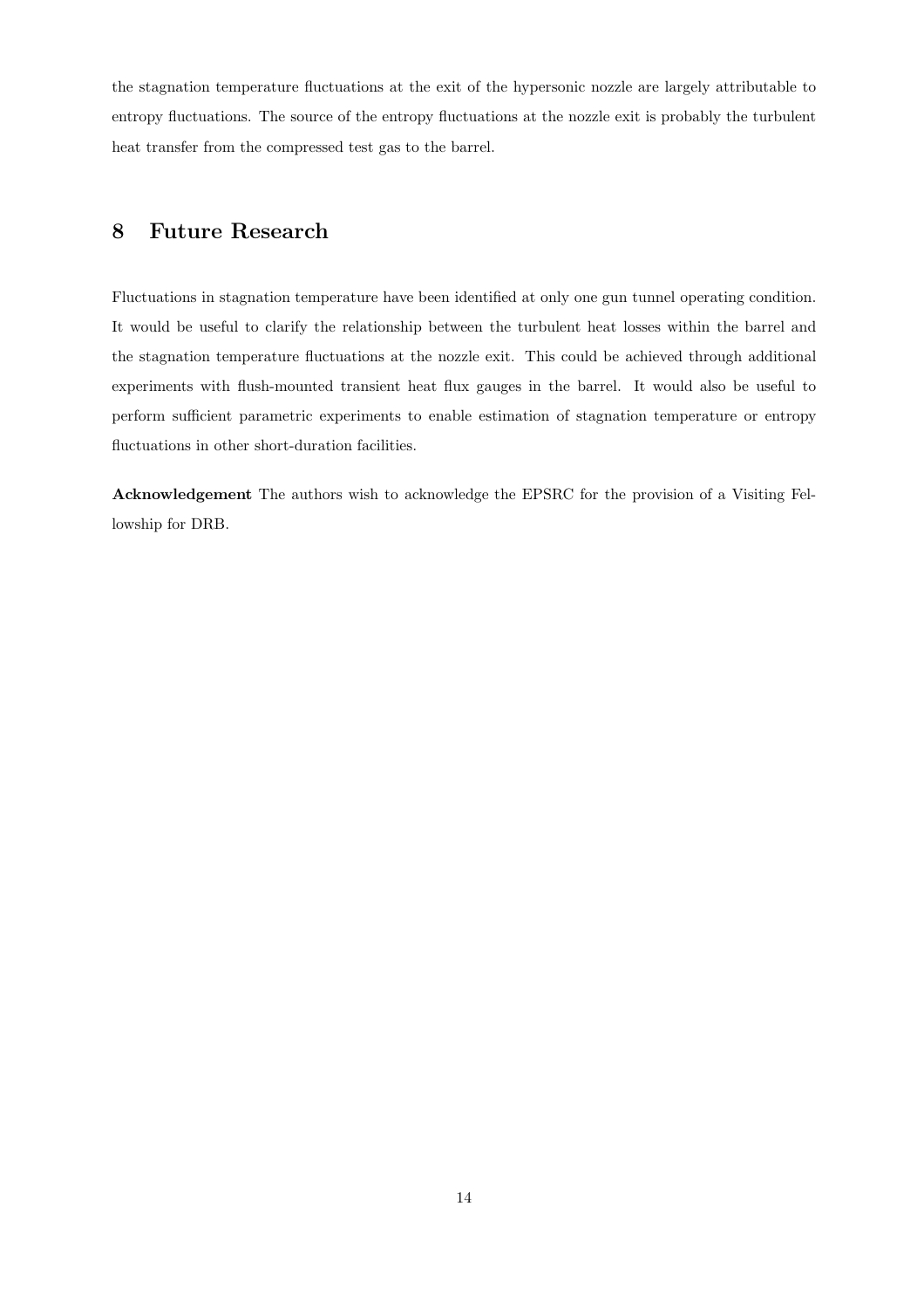the stagnation temperature fluctuations at the exit of the hypersonic nozzle are largely attributable to entropy fluctuations. The source of the entropy fluctuations at the nozzle exit is probably the turbulent heat transfer from the compressed test gas to the barrel.

## 8 Future Research

Fluctuations in stagnation temperature have been identified at only one gun tunnel operating condition. It would be useful to clarify the relationship between the turbulent heat losses within the barrel and the stagnation temperature fluctuations at the nozzle exit. This could be achieved through additional experiments with flush-mounted transient heat flux gauges in the barrel. It would also be useful to perform sufficient parametric experiments to enable estimation of stagnation temperature or entropy fluctuations in other short-duration facilities.

**Acknowledgement** The authors wish to acknowledge the EPSRC for the provision of a Visiting Fellowship for DRB.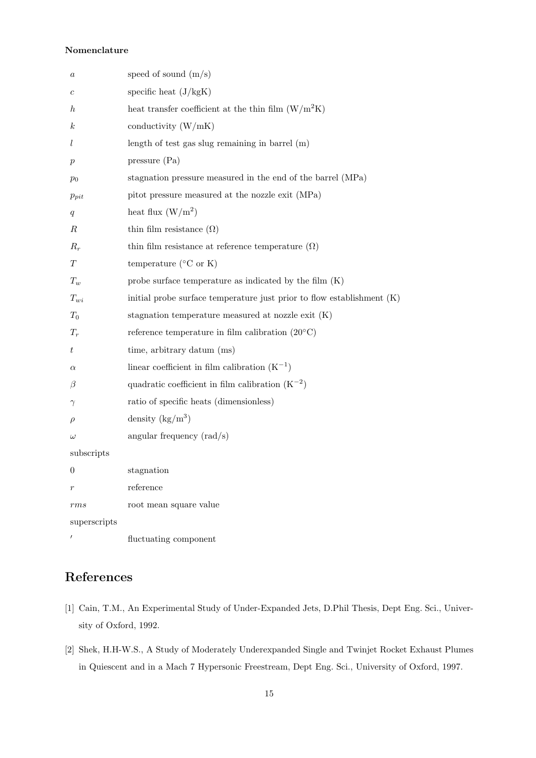**Nomenclature**

| | |
|---|---|
| $a$ | speed of sound (m/s) |
| $c$ | specific heat (J/kgK) |
| $h$ | heat transfer coefficient at the thin film (W/m$^2$K) |
| $k$ | conductivity (W/mK) |
| $l$ | length of test gas slug remaining in barrel (m) |
| $p$ | pressure (Pa) |
| $p_0$ | stagnation pressure measured in the end of the barrel (MPa) |
| $p_{pit}$ | pitot pressure measured at the nozzle exit (MPa) |
| $q$ | heat flux (W/m$^2$) |
| $R$ | thin film resistance ($\Omega$) |
| $R_r$ | thin film resistance at reference temperature ($\Omega$) |
| $T$ | temperature (°C or K) |
| $T_w$ | probe surface temperature as indicated by the film (K) |
| $T_{wi}$ | initial probe surface temperature just prior to flow establishment (K) |
| $T_0$ | stagnation temperature measured at nozzle exit (K) |
| $T_r$ | reference temperature in film calibration (20°C) |
| $t$ | time, arbitrary datum (ms) |
| $\alpha$ | linear coefficient in film calibration (K$^{-1}$) |
| $\beta$ | quadratic coefficient in film calibration (K$^{-2}$) |
| $\gamma$ | ratio of specific heats (dimensionless) |
| $\rho$ | density (kg/m$^3$) |
| $\omega$ | angular frequency (rad/s) |
| subscripts | |
| $0$ | stagnation |
| $r$ | reference |
| $rms$ | root mean square value |
| superscripts | |
| $'$ | fluctuating component |

# References

[1] Cain, T.M., An Experimental Study of Under-Expanded Jets, D.Phil Thesis, Dept Eng. Sci., University of Oxford, 1992.

[2] Shek, H.H-W.S., A Study of Moderately Underexpanded Single and Twinjet Rocket Exhaust Plumes in Quiescent and in a Mach 7 Hypersonic Freestream, Dept Eng. Sci., University of Oxford, 1997.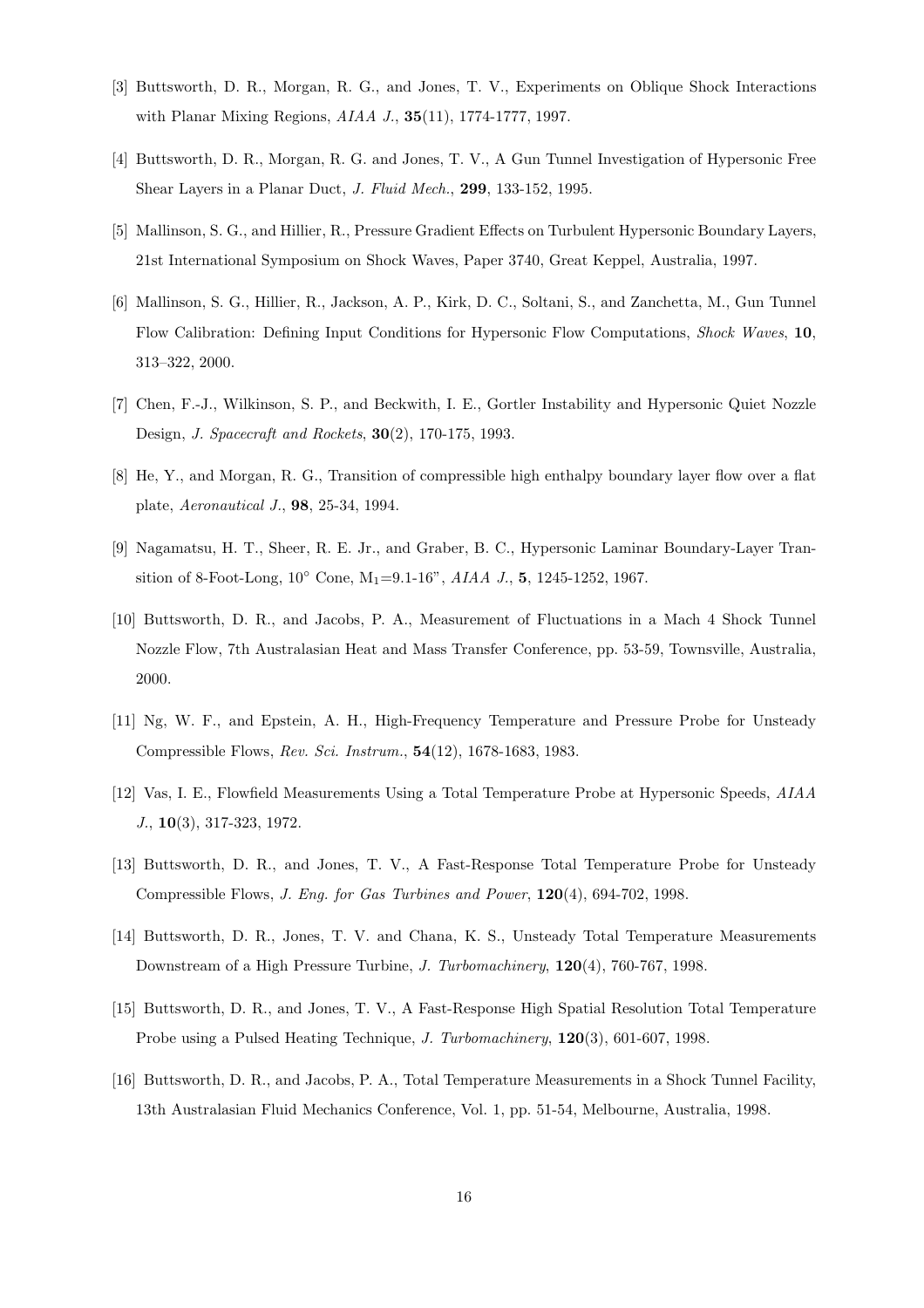[3] Buttsworth, D. R., Morgan, R. G., and Jones, T. V., Experiments on Oblique Shock Interactions with Planar Mixing Regions, *AIAA J.*, **35**(11), 1774-1777, 1997.

[4] Buttsworth, D. R., Morgan, R. G. and Jones, T. V., A Gun Tunnel Investigation of Hypersonic Free Shear Layers in a Planar Duct, *J. Fluid Mech.*, **299**, 133-152, 1995.

[5] Mallinson, S. G., and Hillier, R., Pressure Gradient Effects on Turbulent Hypersonic Boundary Layers, 21st International Symposium on Shock Waves, Paper 3740, Great Keppel, Australia, 1997.

[6] Mallinson, S. G., Hillier, R., Jackson, A. P., Kirk, D. C., Soltani, S., and Zanchetta, M., Gun Tunnel Flow Calibration: Defining Input Conditions for Hypersonic Flow Computations, *Shock Waves*, **10**, 313–322, 2000.

[7] Chen, F.-J., Wilkinson, S. P., and Beckwith, I. E., Gortler Instability and Hypersonic Quiet Nozzle Design, *J. Spacecraft and Rockets*, **30**(2), 170-175, 1993.

[8] He, Y., and Morgan, R. G., Transition of compressible high enthalpy boundary layer flow over a flat plate, *Aeronautical J.*, **98**, 25-34, 1994.

[9] Nagamatsu, H. T., Sheer, R. E. Jr., and Graber, B. C., Hypersonic Laminar Boundary-Layer Transition of 8-Foot-Long, 10° Cone, $M_1$=9.1-16", *AIAA J.*, **5**, 1245-1252, 1967.

[10] Buttsworth, D. R., and Jacobs, P. A., Measurement of Fluctuations in a Mach 4 Shock Tunnel Nozzle Flow, 7th Australasian Heat and Mass Transfer Conference, pp. 53-59, Townsville, Australia, 2000.

[11] Ng, W. F., and Epstein, A. H., High-Frequency Temperature and Pressure Probe for Unsteady Compressible Flows, *Rev. Sci. Instrum.*, **54**(12), 1678-1683, 1983.

[12] Vas, I. E., Flowfield Measurements Using a Total Temperature Probe at Hypersonic Speeds, *AIAA J.*, **10**(3), 317-323, 1972.

[13] Buttsworth, D. R., and Jones, T. V., A Fast-Response Total Temperature Probe for Unsteady Compressible Flows, *J. Eng. for Gas Turbines and Power*, **120**(4), 694-702, 1998.

[14] Buttsworth, D. R., Jones, T. V. and Chana, K. S., Unsteady Total Temperature Measurements Downstream of a High Pressure Turbine, *J. Turbomachinery*, **120**(4), 760-767, 1998.

[15] Buttsworth, D. R., and Jones, T. V., A Fast-Response High Spatial Resolution Total Temperature Probe using a Pulsed Heating Technique, *J. Turbomachinery*, **120**(3), 601-607, 1998.

[16] Buttsworth, D. R., and Jacobs, P. A., Total Temperature Measurements in a Shock Tunnel Facility, 13th Australasian Fluid Mechanics Conference, Vol. 1, pp. 51-54, Melbourne, Australia, 1998.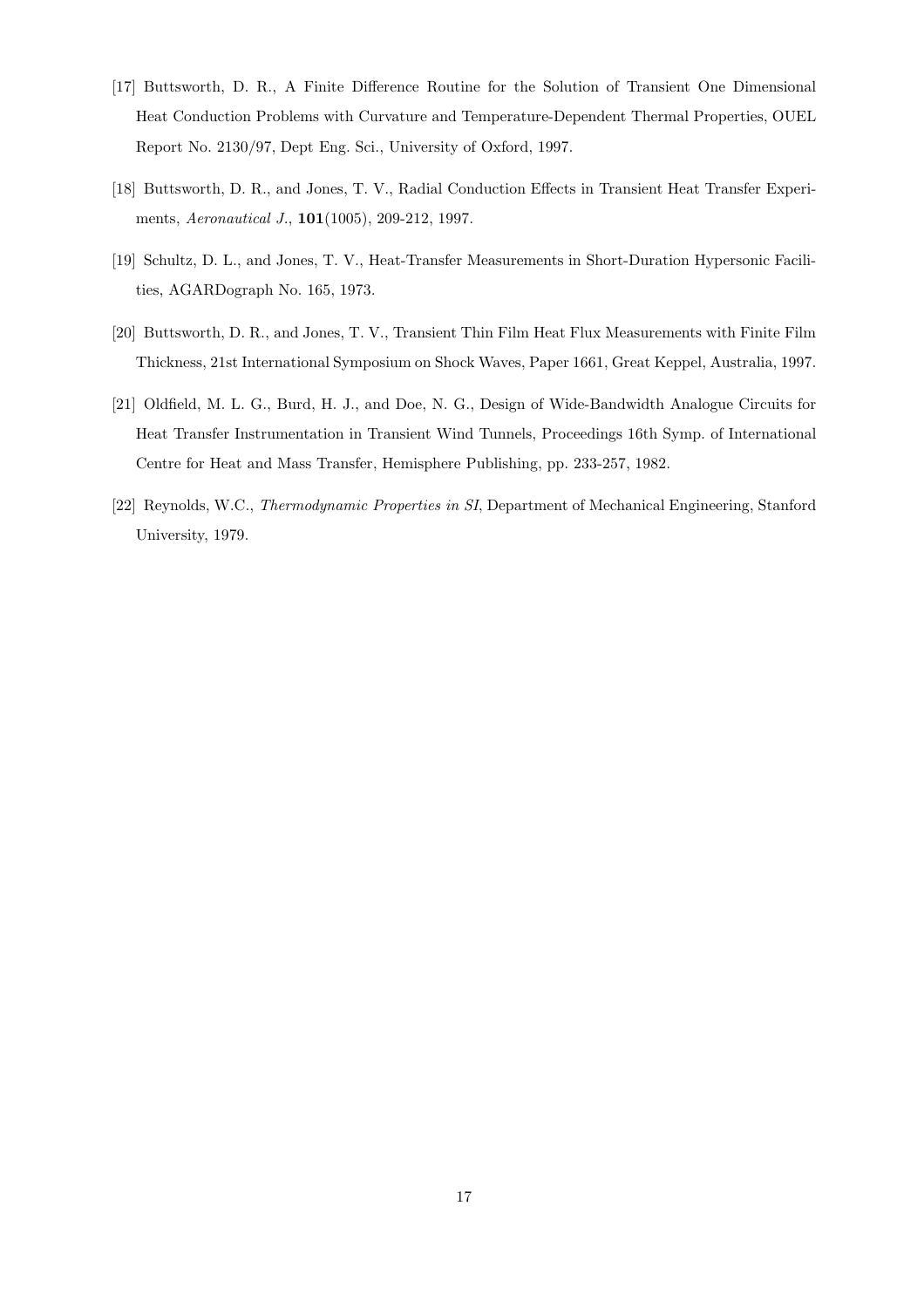[17] Buttsworth, D. R., A Finite Difference Routine for the Solution of Transient One Dimensional Heat Conduction Problems with Curvature and Temperature-Dependent Thermal Properties, OUEL Report No. 2130/97, Dept Eng. Sci., University of Oxford, 1997.

[18] Buttsworth, D. R., and Jones, T. V., Radial Conduction Effects in Transient Heat Transfer Experiments, *Aeronautical J.*, **101**(1005), 209-212, 1997.

[19] Schultz, D. L., and Jones, T. V., Heat-Transfer Measurements in Short-Duration Hypersonic Facilities, AGARDograph No. 165, 1973.

[20] Buttsworth, D. R., and Jones, T. V., Transient Thin Film Heat Flux Measurements with Finite Film Thickness, 21st International Symposium on Shock Waves, Paper 1661, Great Keppel, Australia, 1997.

[21] Oldfield, M. L. G., Burd, H. J., and Doe, N. G., Design of Wide-Bandwidth Analogue Circuits for Heat Transfer Instrumentation in Transient Wind Tunnels, Proceedings 16th Symp. of International Centre for Heat and Mass Transfer, Hemisphere Publishing, pp. 233-257, 1982.

[22] Reynolds, W.C., *Thermodynamic Properties in SI*, Department of Mechanical Engineering, Stanford University, 1979.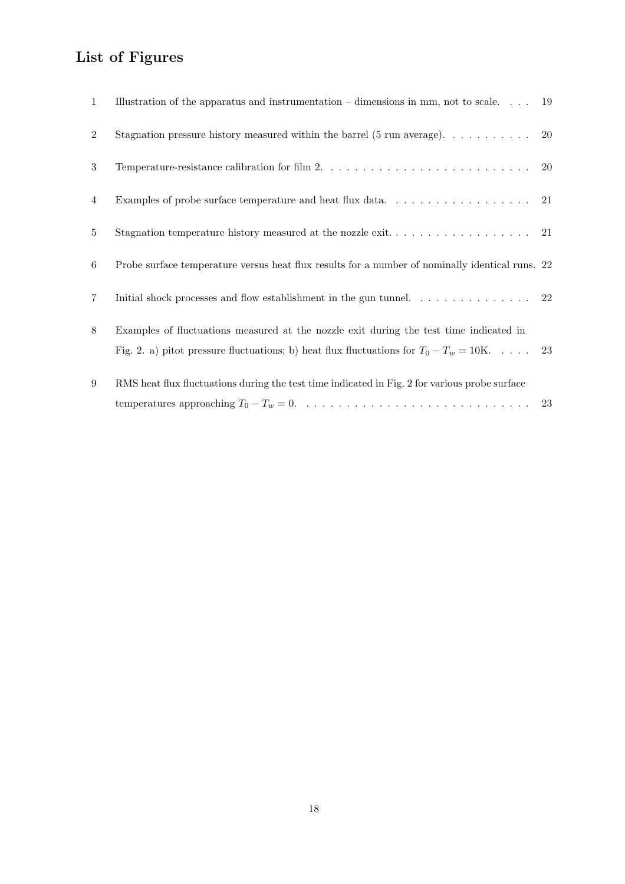# List of Figures

| | | |
|---|---|---|
| 1 | Illustration of the apparatus and instrumentation – dimensions in mm, not to scale. | 19 |
| 2 | Stagnation pressure history measured within the barrel (5 run average). | 20 |
| 3 | Temperature-resistance calibration for film 2. | 20 |
| 4 | Examples of probe surface temperature and heat flux data. | 21 |
| 5 | Stagnation temperature history measured at the nozzle exit. | 21 |
| 6 | Probe surface temperature versus heat flux results for a number of nominally identical runs. | 22 |
| 7 | Initial shock processes and flow establishment in the gun tunnel. | 22 |
| 8 | Examples of fluctuations measured at the nozzle exit during the test time indicated in Fig. 2. a) pitot pressure fluctuations; b) heat flux fluctuations for $T_0 - T_w = 10$K. | 23 |
| 9 | RMS heat flux fluctuations during the test time indicated in Fig. 2 for various probe surface temperatures approaching $T_0 - T_w = 0$. | 23 |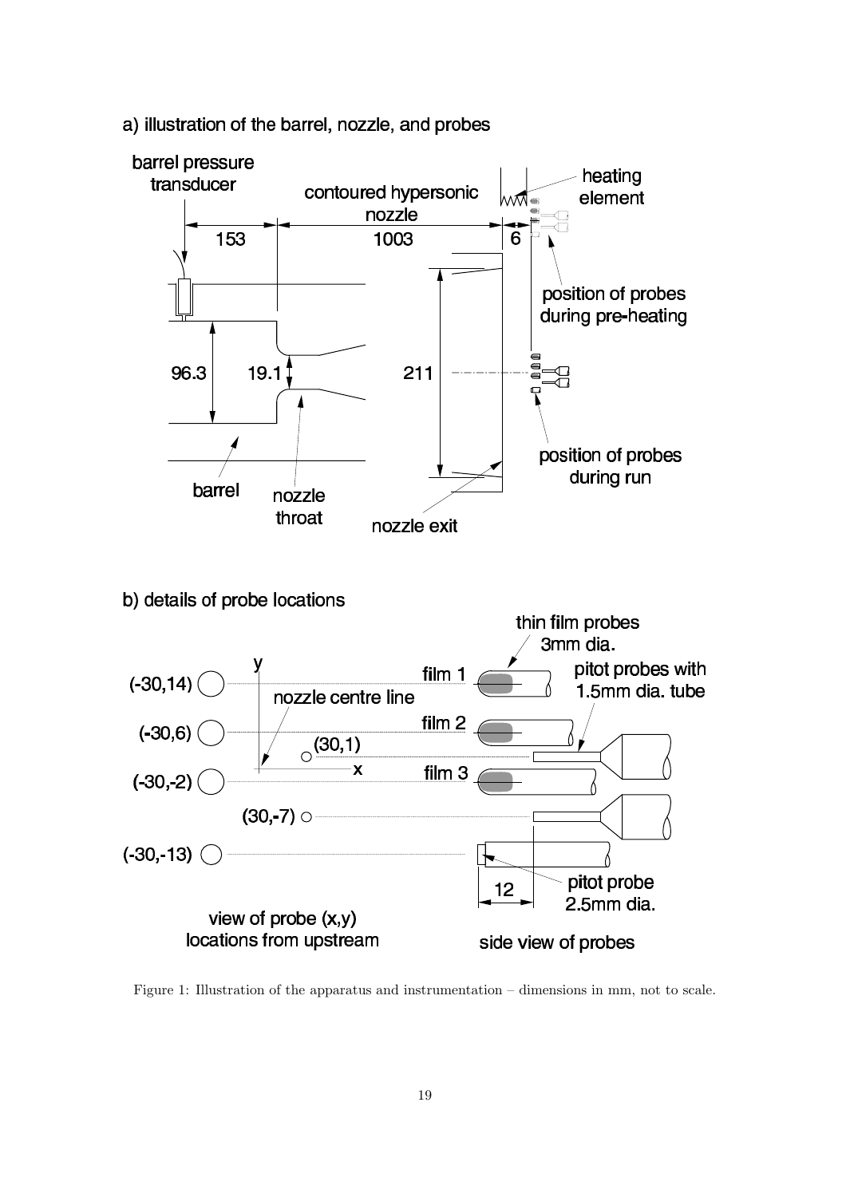a) illustration of the barrel, nozzle, and probes

barrel pressure transducer

contoured hypersonic nozzle

heating element

153

1003

6

position of probes during pre-heating

96.3

19.1

211

position of probes during run

barrel

nozzle throat

nozzle exit

b) details of probe locations

thin film probes 3mm dia.

pitot probes with 1.5mm dia. tube

y

(-30,14)

film 1

nozzle centre line

(-30,6)

film 2

(30,1)

x

(-30,-2)

film 3

(30,-7)

(-30,-13)

12

pitot probe 2.5mm dia.

view of probe (x,y) locations from upstream

side view of probes

Figure 1: Illustration of the apparatus and instrumentation – dimensions in mm, not to scale.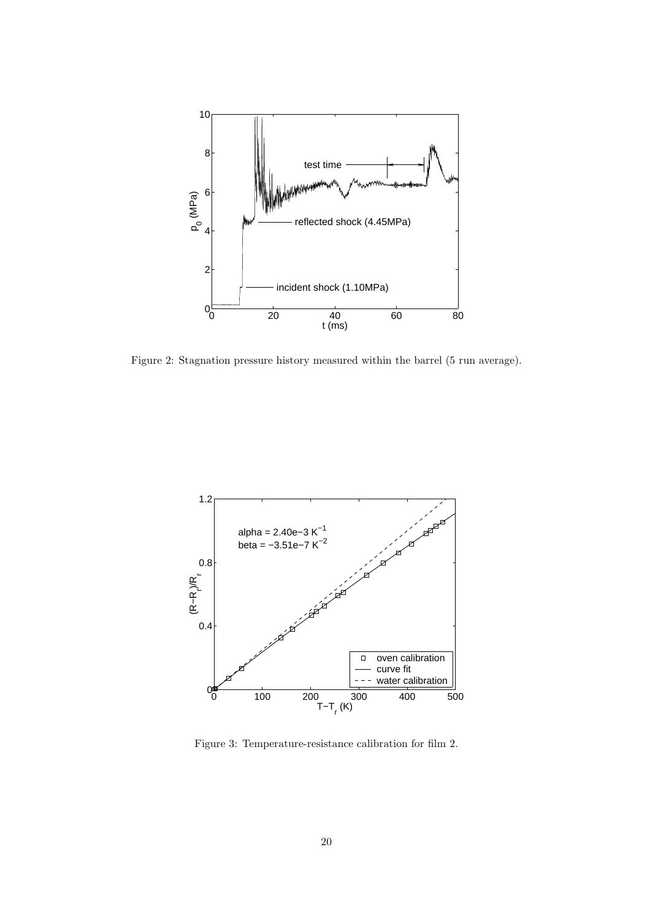Figure 2: Stagnation pressure history measured within the barrel (5 run average).

Figure 3: Temperature-resistance calibration for film 2.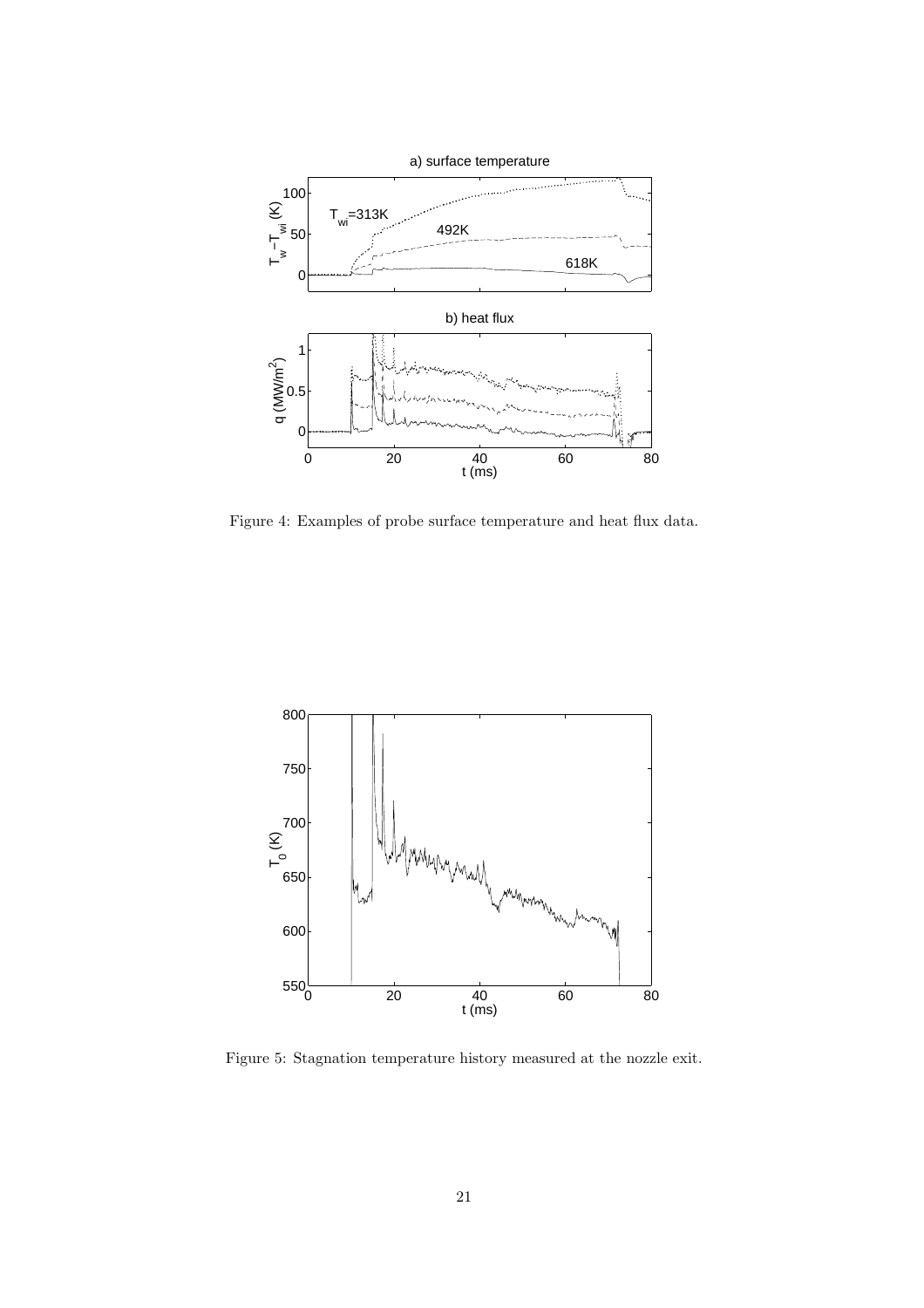Figure 4: Examples of probe surface temperature and heat flux data.

Figure 5: Stagnation temperature history measured at the nozzle exit.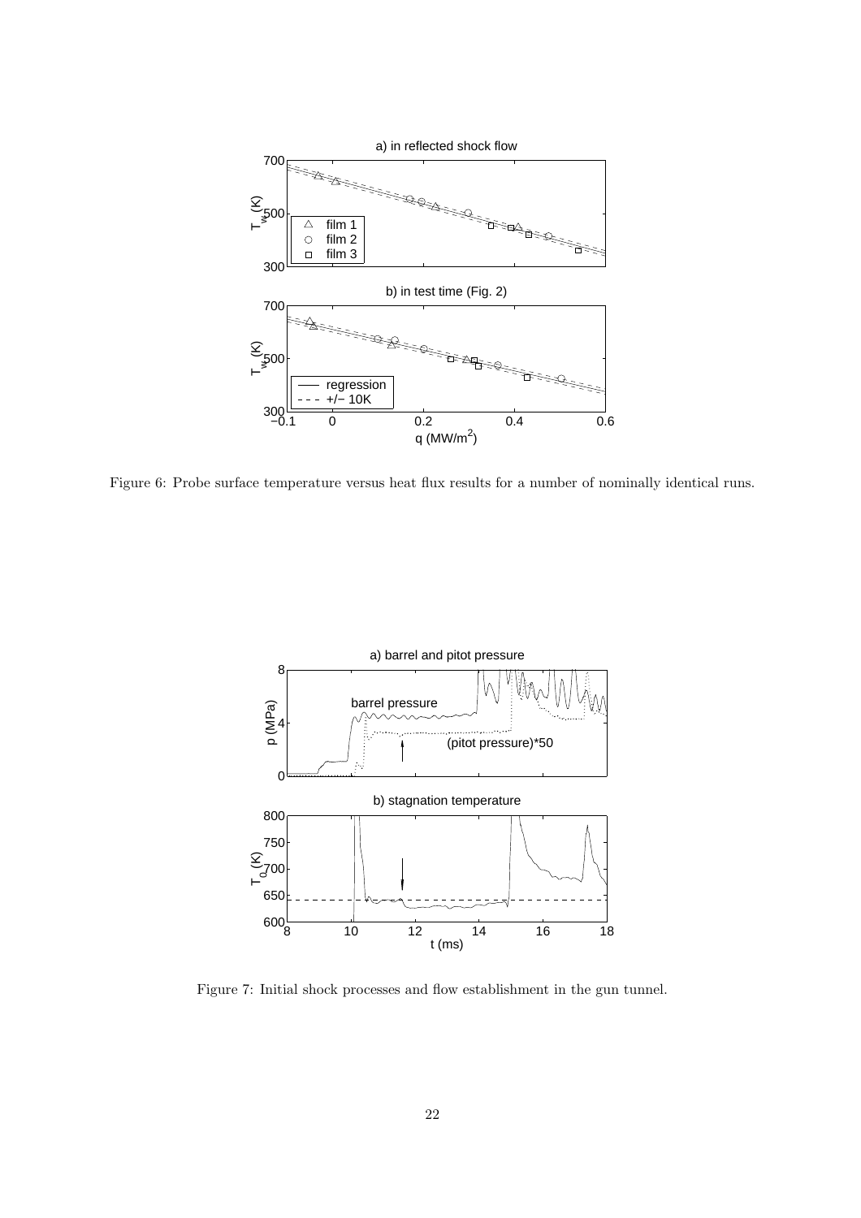Figure 6: Probe surface temperature versus heat flux results for a number of nominally identical runs.

Figure 7: Initial shock processes and flow establishment in the gun tunnel.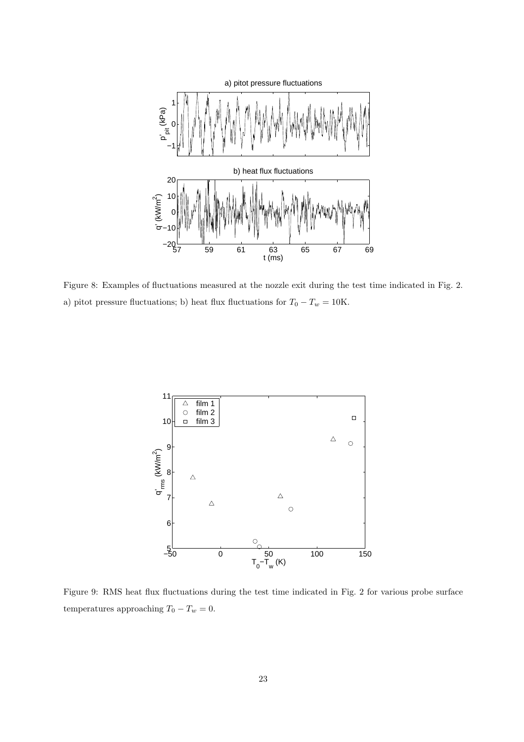a) pitot pressure fluctuations

$p'_{pit}$ (kPa)

1

0

−1

b) heat flux fluctuations

$q'$ (kW/m$^2$)

20

10

0

−10

−20

57 59 61 63 65 67 69

t (ms)

Figure 8: Examples of fluctuations measured at the nozzle exit during the test time indicated in Fig. 2. a) pitot pressure fluctuations; b) heat flux fluctuations for $T_0 - T_w = 10\text{K}$.

film 1

film 2

film 3

$q'_{rms}$ (kW/m$^2$)

11

10

9

8

7

6

5

−50 0 50 100 150

$T_0 - T_w$ (K)

Figure 9: RMS heat flux fluctuations during the test time indicated in Fig. 2 for various probe surface temperatures approaching $T_0 - T_w = 0$.